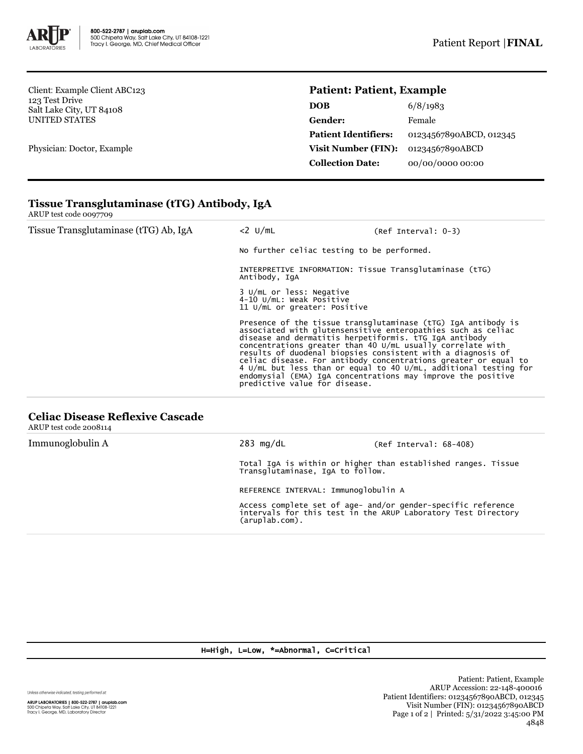800-522-2787 | aruplab.com
500 Chipeta Way, Salt Lake City, UT 84108-1221
Tracy I. George, MD, Chief Medical Officer

Patient Report | **FINAL**

Client: Example Client ABC123
123 Test Drive
Salt Lake City, UT 84108
UNITED STATES

Physician: Doctor, Example

## Patient: Patient, Example

| | |
|---|---|
| **DOB** | 6/8/1983 |
| **Gender:** | Female |
| **Patient Identifiers:** | 01234567890ABCD, 012345 |
| **Visit Number (FIN):** | 01234567890ABCD |
| **Collection Date:** | 00/00/0000 00:00 |

### Tissue Transglutaminase (tTG) Antibody, IgA

ARUP test code 0097709

| | | |
|---|---|---|
| Tissue Transglutaminase (tTG) Ab, IgA | <2 U/mL | (Ref Interval: 0-3) |

No further celiac testing to be performed.

INTERPRETIVE INFORMATION: Tissue Transglutaminase (tTG) Antibody, IgA

3 U/mL or less: Negative
4-10 U/mL: Weak Positive
11 U/mL or greater: Positive

Presence of the tissue transglutaminase (tTG) IgA antibody is associated with glutensensitive enteropathies such as celiac disease and dermatitis herpetiformis. tTG IgA antibody concentrations greater than 40 U/mL usually correlate with results of duodenal biopsies consistent with a diagnosis of celiac disease. For antibody concentrations greater or equal to 4 U/mL but less than or equal to 40 U/mL, additional testing for endomysial (EMA) IgA concentrations may improve the positive predictive value for disease.

### Celiac Disease Reflexive Cascade

ARUP test code 2008114

| | | |
|---|---|---|
| Immunoglobulin A | 283 mg/dL | (Ref Interval: 68-408) |

Total IgA is within or higher than established ranges. Tissue Transglutaminase, IgA to follow.

REFERENCE INTERVAL: Immunoglobulin A

Access complete set of age- and/or gender-specific reference intervals for this test in the ARUP Laboratory Test Directory (aruplab.com).

H=High, L=Low, *=Abnormal, C=Critical

Unless otherwise indicated, testing performed at:
ARUP LABORATORIES | 800-522-2787 | aruplab.com
500 Chipeta Way, Salt Lake City, UT 84108-1221
Tracy I. George, MD, Laboratory Director

Patient: Patient, Example
ARUP Accession: 22-148-400016
Patient Identifiers: 01234567890ABCD, 012345
Visit Number (FIN): 01234567890ABCD
Printed: 5/31/2022 3:45:00 PM
4848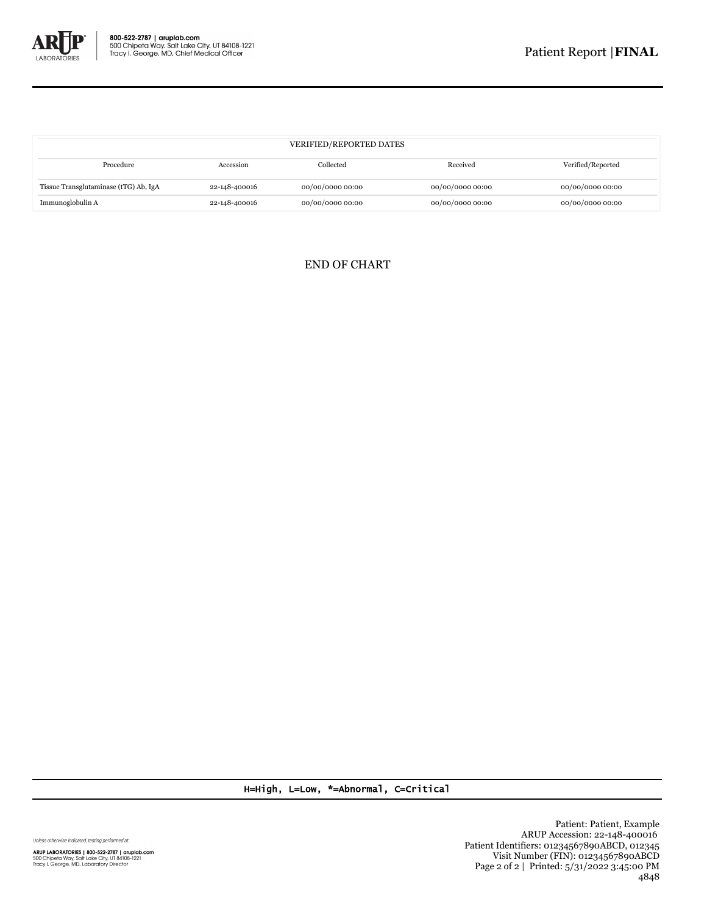| VERIFIED/REPORTED DATES | | | | |
|---|---|---|---|---|
| Procedure | Accession | Collected | Received | Verified/Reported |
| Tissue Transglutaminase (tTG) Ab, IgA | 22-148-400016 | 00/00/0000 00:00 | 00/00/0000 00:00 | 00/00/0000 00:00 |
| Immunoglobulin A | 22-148-400016 | 00/00/0000 00:00 | 00/00/0000 00:00 | 00/00/0000 00:00 |

END OF CHART

H=High, L=Low, *=Abnormal, C=Critical

Unless otherwise indicated, testing performed at:

**ARUP LABORATORIES | 800-522-2787 | aruplab.com**
500 Chipeta Way, Salt Lake City, UT 84108-1221
Tracy I. George, MD, Laboratory Director

Patient: Patient, Example
ARUP Accession: 22-148-400016
Patient Identifiers: 01234567890ABCD, 012345
Visit Number (FIN): 01234567890ABCD
Printed: 5/31/2022 3:45:00 PM
4848